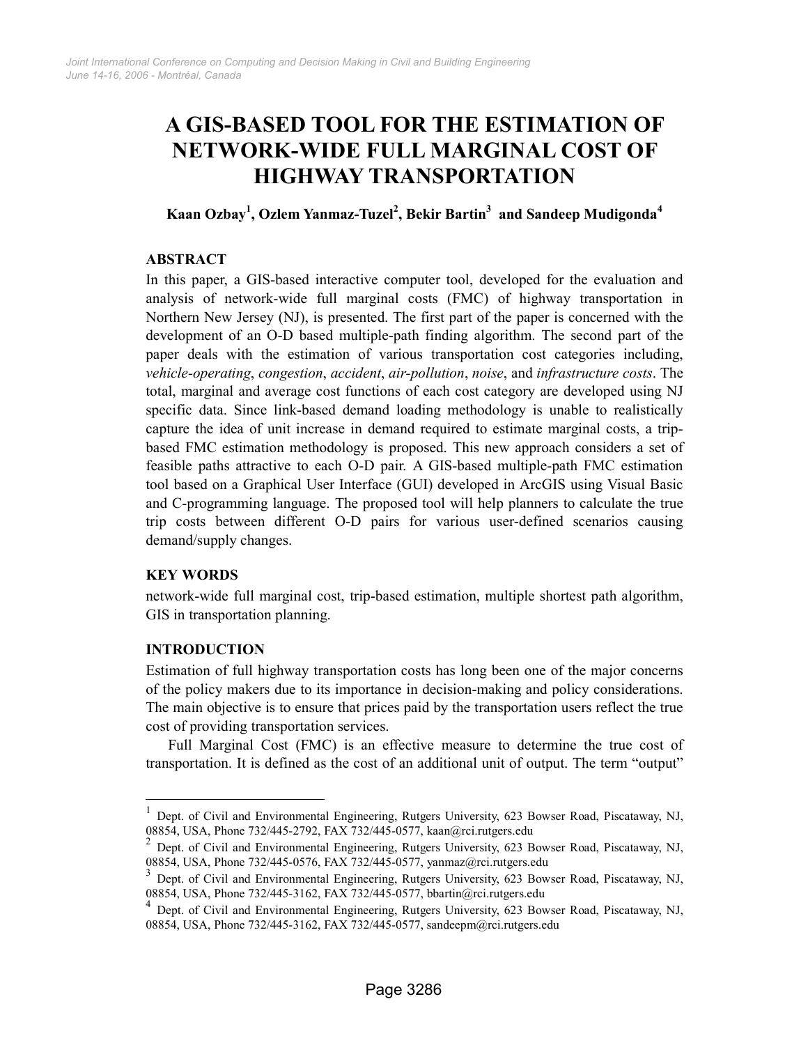# A GIS-BASED TOOL FOR THE ESTIMATION OF NETWORK-WIDE FULL MARGINAL COST OF HIGHWAY TRANSPORTATION

**Kaan Ozbay[1], Ozlem Yanmaz-Tuzel[2], Bekir Bartin[3] and Sandeep Mudigonda[4]**

## ABSTRACT

In this paper, a GIS-based interactive computer tool, developed for the evaluation and analysis of network-wide full marginal costs (FMC) of highway transportation in Northern New Jersey (NJ), is presented. The first part of the paper is concerned with the development of an O-D based multiple-path finding algorithm. The second part of the paper deals with the estimation of various transportation cost categories including, *vehicle-operating*, *congestion*, *accident*, *air-pollution*, *noise*, and *infrastructure costs*. The total, marginal and average cost functions of each cost category are developed using NJ specific data. Since link-based demand loading methodology is unable to realistically capture the idea of unit increase in demand required to estimate marginal costs, a trip-based FMC estimation methodology is proposed. This new approach considers a set of feasible paths attractive to each O-D pair. A GIS-based multiple-path FMC estimation tool based on a Graphical User Interface (GUI) developed in ArcGIS using Visual Basic and C-programming language. The proposed tool will help planners to calculate the true trip costs between different O-D pairs for various user-defined scenarios causing demand/supply changes.

## KEY WORDS

network-wide full marginal cost, trip-based estimation, multiple shortest path algorithm, GIS in transportation planning.

## INTRODUCTION

Estimation of full highway transportation costs has long been one of the major concerns of the policy makers due to its importance in decision-making and policy considerations. The main objective is to ensure that prices paid by the transportation users reflect the true cost of providing transportation services.

Full Marginal Cost (FMC) is an effective measure to determine the true cost of transportation. It is defined as the cost of an additional unit of output. The term "output"

---

[1] Dept. of Civil and Environmental Engineering, Rutgers University, 623 Bowser Road, Piscataway, NJ, 08854, USA, Phone 732/445-2792, FAX 732/445-0577, kaan@rci.rutgers.edu

[2] Dept. of Civil and Environmental Engineering, Rutgers University, 623 Bowser Road, Piscataway, NJ, 08854, USA, Phone 732/445-0576, FAX 732/445-0577, yanmaz@rci.rutgers.edu

[3] Dept. of Civil and Environmental Engineering, Rutgers University, 623 Bowser Road, Piscataway, NJ, 08854, USA, Phone 732/445-3162, FAX 732/445-0577, bbartin@rci.rutgers.edu

[4] Dept. of Civil and Environmental Engineering, Rutgers University, 623 Bowser Road, Piscataway, NJ, 08854, USA, Phone 732/445-3162, FAX 732/445-0577, sandeepm@rci.rutgers.edu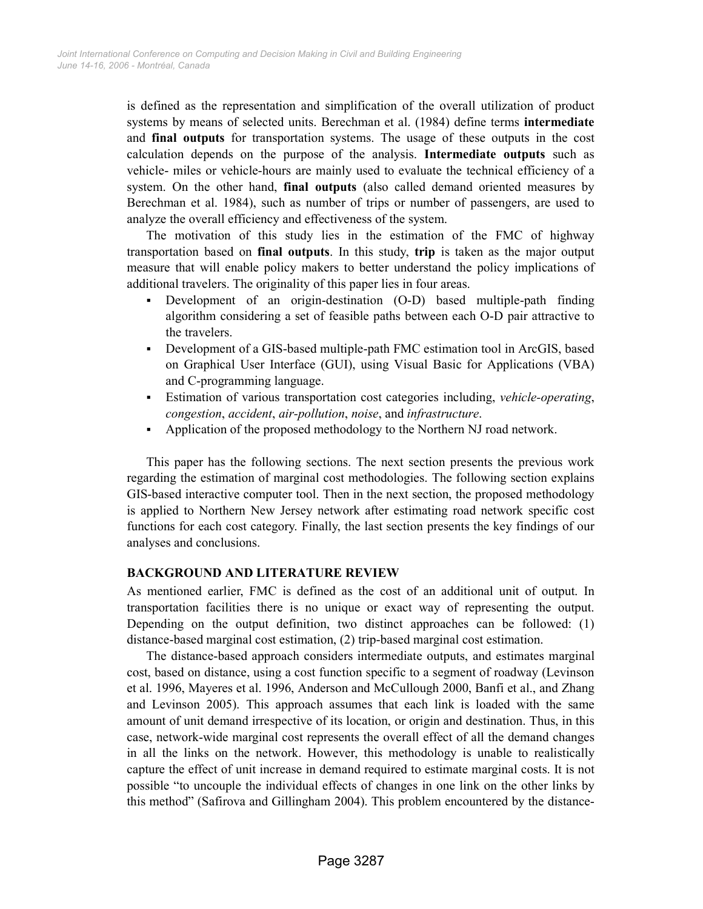is defined as the representation and simplification of the overall utilization of product systems by means of selected units. Berechman et al. (1984) define terms **intermediate** and **final outputs** for transportation systems. The usage of these outputs in the cost calculation depends on the purpose of the analysis. **Intermediate outputs** such as vehicle- miles or vehicle-hours are mainly used to evaluate the technical efficiency of a system. On the other hand, **final outputs** (also called demand oriented measures by Berechman et al. 1984), such as number of trips or number of passengers, are used to analyze the overall efficiency and effectiveness of the system.

The motivation of this study lies in the estimation of the FMC of highway transportation based on **final outputs**. In this study, **trip** is taken as the major output measure that will enable policy makers to better understand the policy implications of additional travelers. The originality of this paper lies in four areas.

- Development of an origin-destination (O-D) based multiple-path finding algorithm considering a set of feasible paths between each O-D pair attractive to the travelers.
- Development of a GIS-based multiple-path FMC estimation tool in ArcGIS, based on Graphical User Interface (GUI), using Visual Basic for Applications (VBA) and C-programming language.
- Estimation of various transportation cost categories including, *vehicle-operating*, *congestion*, *accident*, *air-pollution*, *noise*, and *infrastructure*.
- Application of the proposed methodology to the Northern NJ road network.

This paper has the following sections. The next section presents the previous work regarding the estimation of marginal cost methodologies. The following section explains GIS-based interactive computer tool. Then in the next section, the proposed methodology is applied to Northern New Jersey network after estimating road network specific cost functions for each cost category. Finally, the last section presents the key findings of our analyses and conclusions.

## BACKGROUND AND LITERATURE REVIEW

As mentioned earlier, FMC is defined as the cost of an additional unit of output. In transportation facilities there is no unique or exact way of representing the output. Depending on the output definition, two distinct approaches can be followed: (1) distance-based marginal cost estimation, (2) trip-based marginal cost estimation.

The distance-based approach considers intermediate outputs, and estimates marginal cost, based on distance, using a cost function specific to a segment of roadway (Levinson et al. 1996, Mayeres et al. 1996, Anderson and McCullough 2000, Banfi et al., and Zhang and Levinson 2005). This approach assumes that each link is loaded with the same amount of unit demand irrespective of its location, or origin and destination. Thus, in this case, network-wide marginal cost represents the overall effect of all the demand changes in all the links on the network. However, this methodology is unable to realistically capture the effect of unit increase in demand required to estimate marginal costs. It is not possible "to uncouple the individual effects of changes in one link on the other links by this method" (Safirova and Gillingham 2004). This problem encountered by the distance-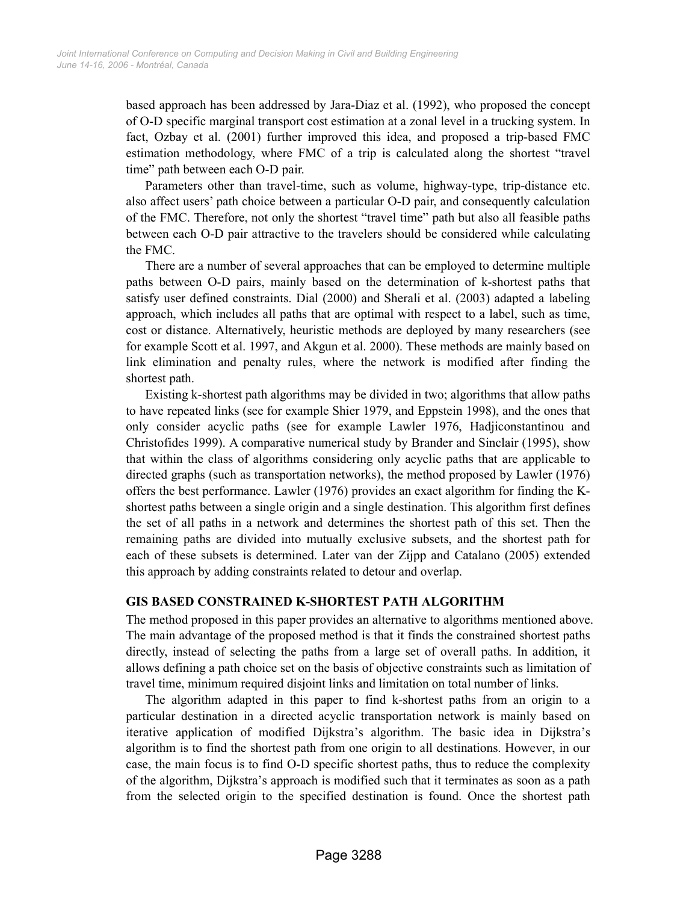based approach has been addressed by Jara-Diaz et al. (1992), who proposed the concept of O-D specific marginal transport cost estimation at a zonal level in a trucking system. In fact, Ozbay et al. (2001) further improved this idea, and proposed a trip-based FMC estimation methodology, where FMC of a trip is calculated along the shortest "travel time" path between each O-D pair.

Parameters other than travel-time, such as volume, highway-type, trip-distance etc. also affect users' path choice between a particular O-D pair, and consequently calculation of the FMC. Therefore, not only the shortest "travel time" path but also all feasible paths between each O-D pair attractive to the travelers should be considered while calculating the FMC.

There are a number of several approaches that can be employed to determine multiple paths between O-D pairs, mainly based on the determination of k-shortest paths that satisfy user defined constraints. Dial (2000) and Sherali et al. (2003) adapted a labeling approach, which includes all paths that are optimal with respect to a label, such as time, cost or distance. Alternatively, heuristic methods are deployed by many researchers (see for example Scott et al. 1997, and Akgun et al. 2000). These methods are mainly based on link elimination and penalty rules, where the network is modified after finding the shortest path.

Existing k-shortest path algorithms may be divided in two; algorithms that allow paths to have repeated links (see for example Shier 1979, and Eppstein 1998), and the ones that only consider acyclic paths (see for example Lawler 1976, Hadjiconstantinou and Christofides 1999). A comparative numerical study by Brander and Sinclair (1995), show that within the class of algorithms considering only acyclic paths that are applicable to directed graphs (such as transportation networks), the method proposed by Lawler (1976) offers the best performance. Lawler (1976) provides an exact algorithm for finding the K-shortest paths between a single origin and a single destination. This algorithm first defines the set of all paths in a network and determines the shortest path of this set. Then the remaining paths are divided into mutually exclusive subsets, and the shortest path for each of these subsets is determined. Later van der Zijpp and Catalano (2005) extended this approach by adding constraints related to detour and overlap.

## GIS BASED CONSTRAINED K-SHORTEST PATH ALGORITHM

The method proposed in this paper provides an alternative to algorithms mentioned above. The main advantage of the proposed method is that it finds the constrained shortest paths directly, instead of selecting the paths from a large set of overall paths. In addition, it allows defining a path choice set on the basis of objective constraints such as limitation of travel time, minimum required disjoint links and limitation on total number of links.

The algorithm adapted in this paper to find k-shortest paths from an origin to a particular destination in a directed acyclic transportation network is mainly based on iterative application of modified Dijkstra's algorithm. The basic idea in Dijkstra's algorithm is to find the shortest path from one origin to all destinations. However, in our case, the main focus is to find O-D specific shortest paths, thus to reduce the complexity of the algorithm, Dijkstra's approach is modified such that it terminates as soon as a path from the selected origin to the specified destination is found. Once the shortest path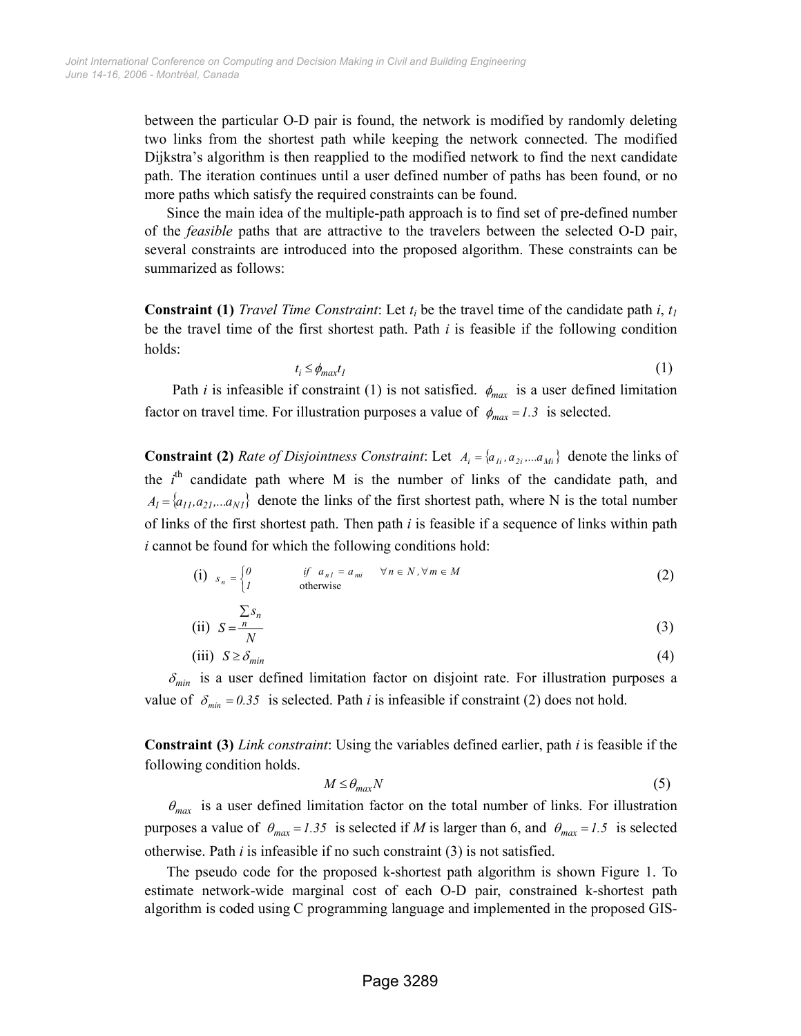between the particular O-D pair is found, the network is modified by randomly deleting two links from the shortest path while keeping the network connected. The modified Dijkstra's algorithm is then reapplied to the modified network to find the next candidate path. The iteration continues until a user defined number of paths has been found, or no more paths which satisfy the required constraints can be found.

Since the main idea of the multiple-path approach is to find set of pre-defined number of the *feasible* paths that are attractive to the travelers between the selected O-D pair, several constraints are introduced into the proposed algorithm. These constraints can be summarized as follows:

**Constraint (1)** *Travel Time Constraint*: Let $t_i$ be the travel time of the candidate path *i*, $t_1$ be the travel time of the first shortest path. Path *i* is feasible if the following condition holds:

$$t_i \leq \phi_{max} t_1 \tag{1}$$

Path *i* is infeasible if constraint (1) is not satisfied. $\phi_{max}$ is a user defined limitation factor on travel time. For illustration purposes a value of $\phi_{max} = 1.3$ is selected.

**Constraint (2)** *Rate of Disjointness Constraint*: Let $A_i = \{a_{1i}, a_{2i}, \ldots a_{Mi}\}$ denote the links of the $i^{\text{th}}$ candidate path where M is the number of links of the candidate path, and $A_1 = \{a_{11}, a_{21}, \ldots a_{N1}\}$ denote the links of the first shortest path, where N is the total number of links of the first shortest path. Then path *i* is feasible if a sequence of links within path *i* cannot be found for which the following conditions hold:

(i) $$s_n = \begin{cases} 0 & \text{if} \quad a_{n1} = a_{mi} \quad \forall n \in N, \forall m \in M \\ 1 & \text{otherwise} \end{cases} \tag{2}$$

(ii) $$S = \frac{\sum_n s_n}{N} \tag{3}$$

(iii) $$S \geq \delta_{min} \tag{4}$$

$\delta_{min}$ is a user defined limitation factor on disjoint rate. For illustration purposes a value of $\delta_{min} = 0.35$ is selected. Path *i* is infeasible if constraint (2) does not hold.

**Constraint (3)** *Link constraint*: Using the variables defined earlier, path *i* is feasible if the following condition holds.

$$M \leq \theta_{max} N \tag{5}$$

$\theta_{max}$ is a user defined limitation factor on the total number of links. For illustration purposes a value of $\theta_{max} = 1.35$ is selected if *M* is larger than 6, and $\theta_{max} = 1.5$ is selected otherwise. Path *i* is infeasible if no such constraint (3) is not satisfied.

The pseudo code for the proposed k-shortest path algorithm is shown Figure 1. To estimate network-wide marginal cost of each O-D pair, constrained k-shortest path algorithm is coded using C programming language and implemented in the proposed GIS-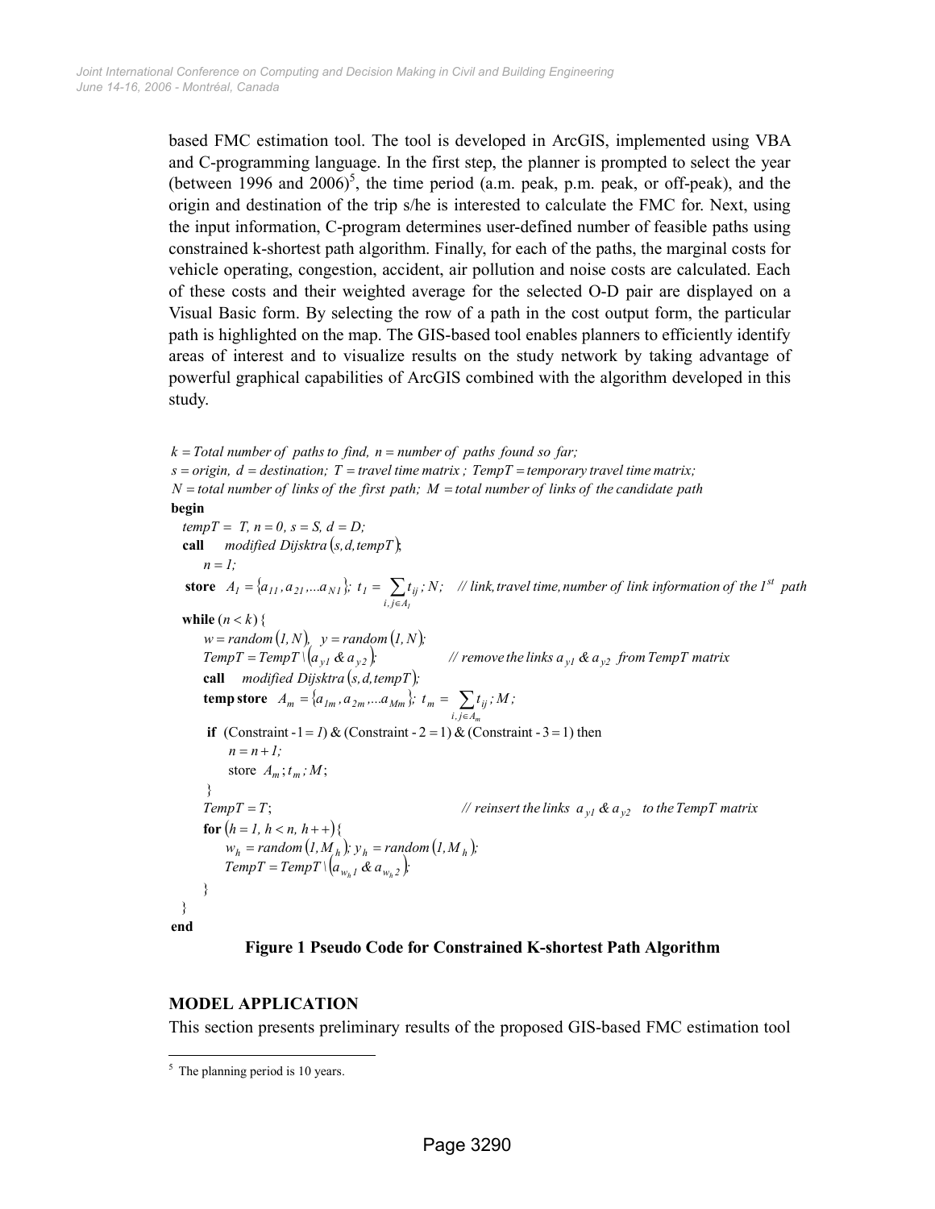based FMC estimation tool. The tool is developed in ArcGIS, implemented using VBA and C-programming language. In the first step, the planner is prompted to select the year (between 1996 and 2006)[5], the time period (a.m. peak, p.m. peak, or off-peak), and the origin and destination of the trip s/he is interested to calculate the FMC for. Next, using the input information, C-program determines user-defined number of feasible paths using constrained k-shortest path algorithm. Finally, for each of the paths, the marginal costs for vehicle operating, congestion, accident, air pollution and noise costs are calculated. Each of these costs and their weighted average for the selected O-D pair are displayed on a Visual Basic form. By selecting the row of a path in the cost output form, the particular path is highlighted on the map. The GIS-based tool enables planners to efficiently identify areas of interest and to visualize results on the study network by taking advantage of powerful graphical capabilities of ArcGIS combined with the algorithm developed in this study.

$k$ = *Total number of paths to find*, $n$ = *number of paths found so far;*
$s$ = *origin*, $d$ = *destination;* $T$ = *travel time matrix ;* $TempT$ = *temporary travel time matrix;*
$N$ = *total number of links of the first path;* $M$ = *total number of links of the candidate path*

**begin**

$tempT = T,\ n = 0,\ s = S,\ d = D;$

**call** *modified Dijsktra* $(s, d, tempT)$;

$n = 1;$

**store** $A_1 = \{a_{11}, a_{21}, \ldots a_{N1}\};\ t_1 = \sum_{i,j \in A_1} t_{ij};\ N;$ *// link, travel time, number of link information of the 1st path*

**while** $(n < k)$ {

$w = random(1, N),\quad y = random(1, N);$

$TempT = TempT \setminus (a_{y1}\ \&\ a_{y2});$ *// remove the links* $a_{y1}\ \&\ a_{y2}$ *from TempT matrix*

**call** *modified Dijsktra* $(s, d, tempT)$;

**temp store** $A_m = \{a_{1m}, a_{2m}, \ldots a_{Mm}\};\ t_m = \sum_{i,j \in A_m} t_{ij};\ M;$

**if** (Constraint - 1 = 1) & (Constraint - 2 = 1) & (Constraint - 3 = 1) then

$n = n + 1;$

store $A_m; t_m; M;$

}

$TempT = T;$ *// reinsert the links* $a_{y1}\ \&\ a_{y2}$ *to the TempT matrix*

**for** $(h = 1,\ h < n,\ h{+}{+})$ {

$w_h = random(1, M_h);\ y_h = random(1, M_h);$

$TempT = TempT \setminus (a_{w_h 1}\ \&\ a_{w_h 2});$

}

}

**end**

**Figure 1 Pseudo Code for Constrained K-shortest Path Algorithm**

## MODEL APPLICATION

This section presents preliminary results of the proposed GIS-based FMC estimation tool

[5] The planning period is 10 years.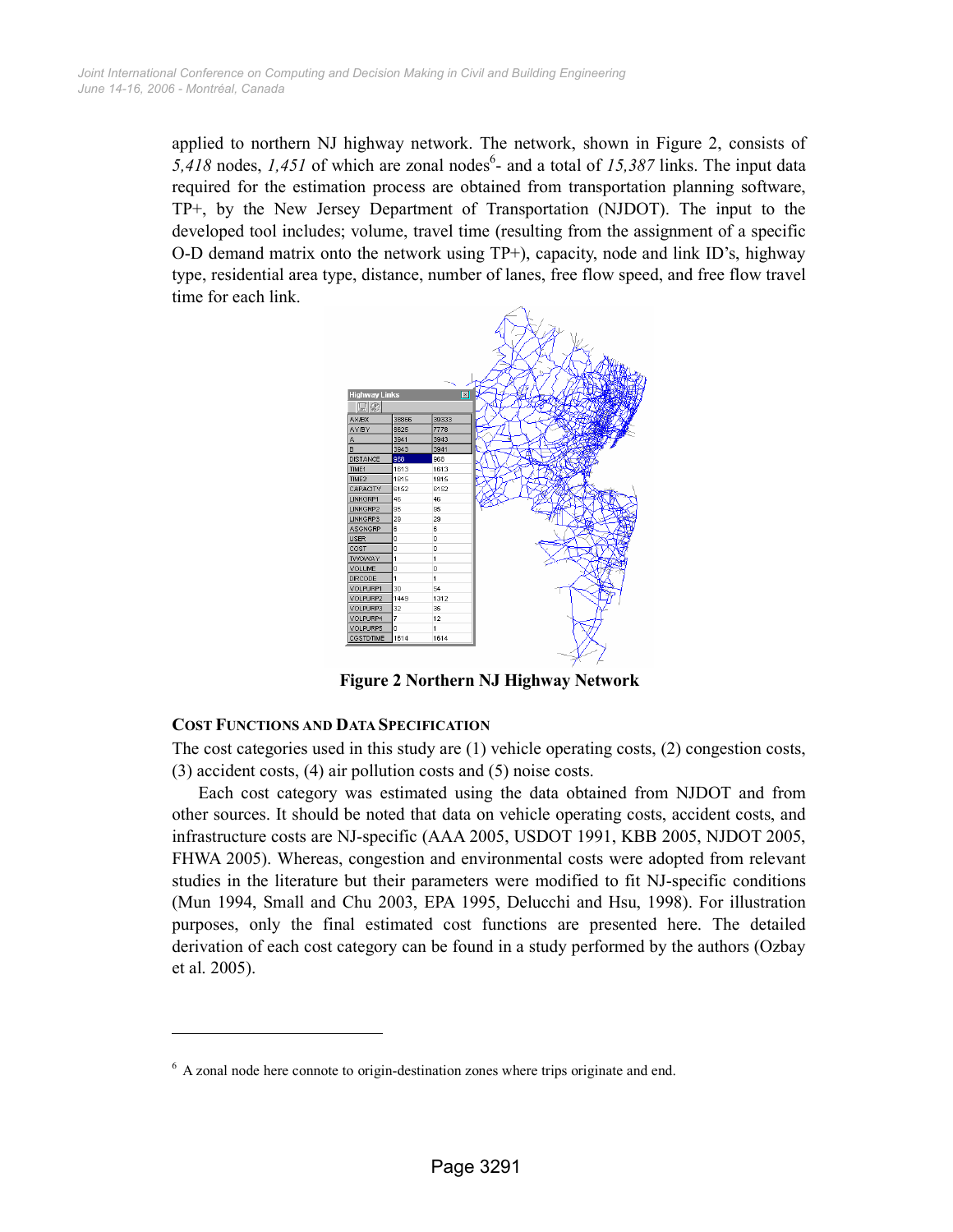applied to northern NJ highway network. The network, shown in Figure 2, consists of *5,418* nodes, *1,451* of which are zonal nodes[6]- and a total of *15,387* links. The input data required for the estimation process are obtained from transportation planning software, TP+, by the New Jersey Department of Transportation (NJDOT). The input to the developed tool includes; volume, travel time (resulting from the assignment of a specific O-D demand matrix onto the network using TP+), capacity, node and link ID's, highway type, residential area type, distance, number of lanes, free flow speed, and free flow travel time for each link.

**Figure 2 Northern NJ Highway Network**

### COST FUNCTIONS AND DATA SPECIFICATION

The cost categories used in this study are (1) vehicle operating costs, (2) congestion costs, (3) accident costs, (4) air pollution costs and (5) noise costs.

Each cost category was estimated using the data obtained from NJDOT and from other sources. It should be noted that data on vehicle operating costs, accident costs, and infrastructure costs are NJ-specific (AAA 2005, USDOT 1991, KBB 2005, NJDOT 2005, FHWA 2005). Whereas, congestion and environmental costs were adopted from relevant studies in the literature but their parameters were modified to fit NJ-specific conditions (Mun 1994, Small and Chu 2003, EPA 1995, Delucchi and Hsu, 1998). For illustration purposes, only the final estimated cost functions are presented here. The detailed derivation of each cost category can be found in a study performed by the authors (Ozbay et al. 2005).

---

[6] A zonal node here connote to origin-destination zones where trips originate and end.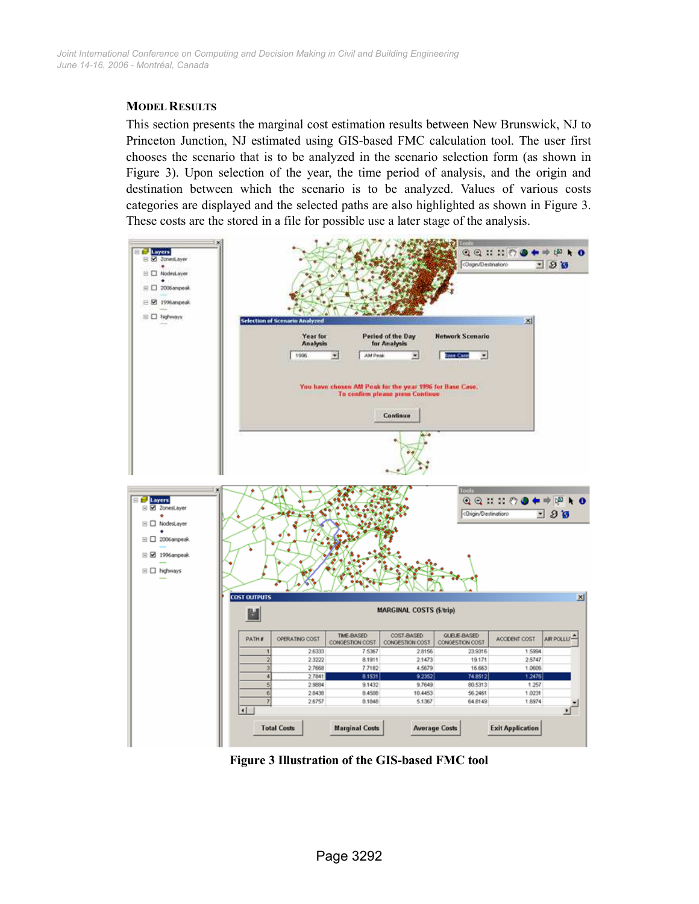### MODEL RESULTS

This section presents the marginal cost estimation results between New Brunswick, NJ to Princeton Junction, NJ estimated using GIS-based FMC calculation tool. The user first chooses the scenario that is to be analyzed in the scenario selection form (as shown in Figure 3). Upon selection of the year, the time period of analysis, and the origin and destination between which the scenario is to be analyzed. Values of various costs categories are displayed and the selected paths are also highlighted as shown in Figure 3. These costs are the stored in a file for possible use a later stage of the analysis.

**Figure 3 Illustration of the GIS-based FMC tool**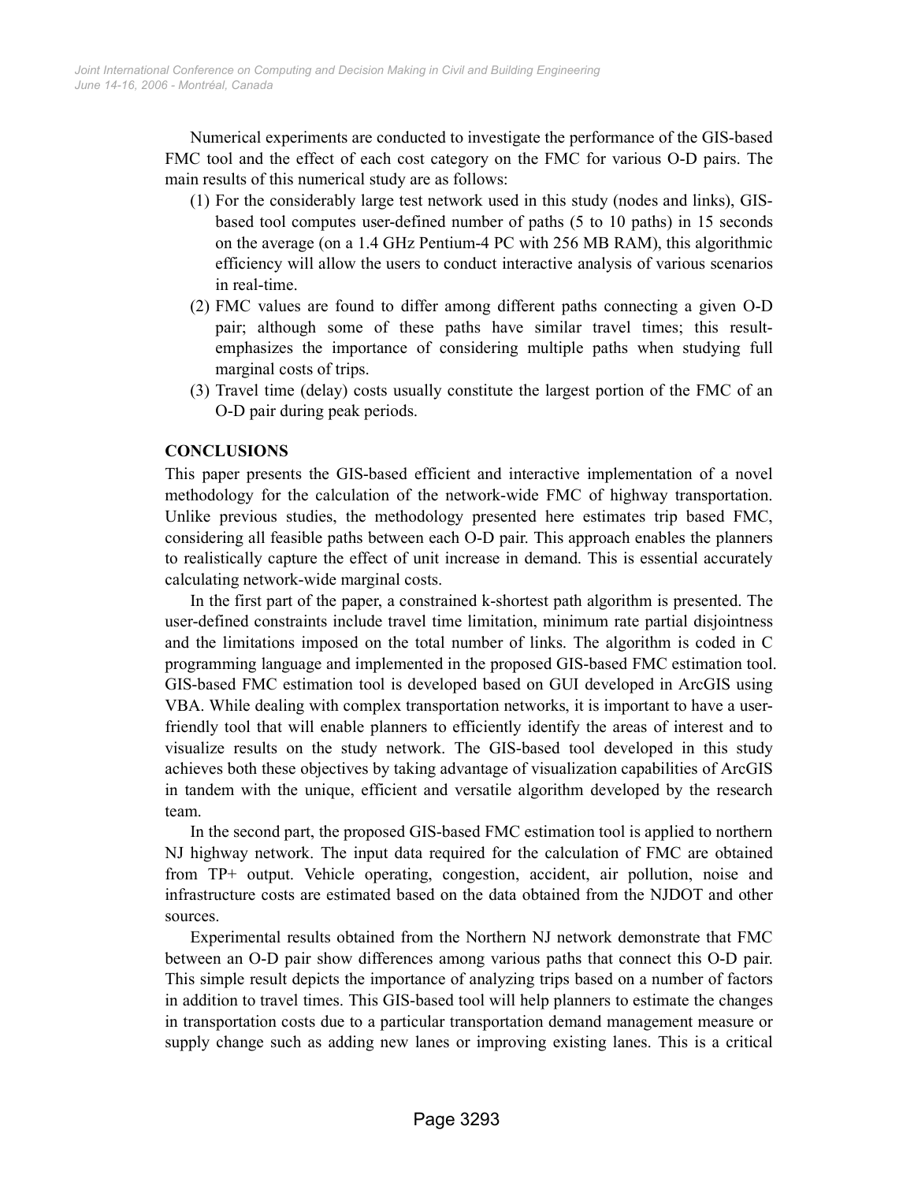Numerical experiments are conducted to investigate the performance of the GIS-based FMC tool and the effect of each cost category on the FMC for various O-D pairs. The main results of this numerical study are as follows:

(1) For the considerably large test network used in this study (nodes and links), GIS-based tool computes user-defined number of paths (5 to 10 paths) in 15 seconds on the average (on a 1.4 GHz Pentium-4 PC with 256 MB RAM), this algorithmic efficiency will allow the users to conduct interactive analysis of various scenarios in real-time.

(2) FMC values are found to differ among different paths connecting a given O-D pair; although some of these paths have similar travel times; this result-emphasizes the importance of considering multiple paths when studying full marginal costs of trips.

(3) Travel time (delay) costs usually constitute the largest portion of the FMC of an O-D pair during peak periods.

## CONCLUSIONS

This paper presents the GIS-based efficient and interactive implementation of a novel methodology for the calculation of the network-wide FMC of highway transportation. Unlike previous studies, the methodology presented here estimates trip based FMC, considering all feasible paths between each O-D pair. This approach enables the planners to realistically capture the effect of unit increase in demand. This is essential accurately calculating network-wide marginal costs.

In the first part of the paper, a constrained k-shortest path algorithm is presented. The user-defined constraints include travel time limitation, minimum rate partial disjointness and the limitations imposed on the total number of links. The algorithm is coded in C programming language and implemented in the proposed GIS-based FMC estimation tool. GIS-based FMC estimation tool is developed based on GUI developed in ArcGIS using VBA. While dealing with complex transportation networks, it is important to have a user-friendly tool that will enable planners to efficiently identify the areas of interest and to visualize results on the study network. The GIS-based tool developed in this study achieves both these objectives by taking advantage of visualization capabilities of ArcGIS in tandem with the unique, efficient and versatile algorithm developed by the research team.

In the second part, the proposed GIS-based FMC estimation tool is applied to northern NJ highway network. The input data required for the calculation of FMC are obtained from TP+ output. Vehicle operating, congestion, accident, air pollution, noise and infrastructure costs are estimated based on the data obtained from the NJDOT and other sources.

Experimental results obtained from the Northern NJ network demonstrate that FMC between an O-D pair show differences among various paths that connect this O-D pair. This simple result depicts the importance of analyzing trips based on a number of factors in addition to travel times. This GIS-based tool will help planners to estimate the changes in transportation costs due to a particular transportation demand management measure or supply change such as adding new lanes or improving existing lanes. This is a critical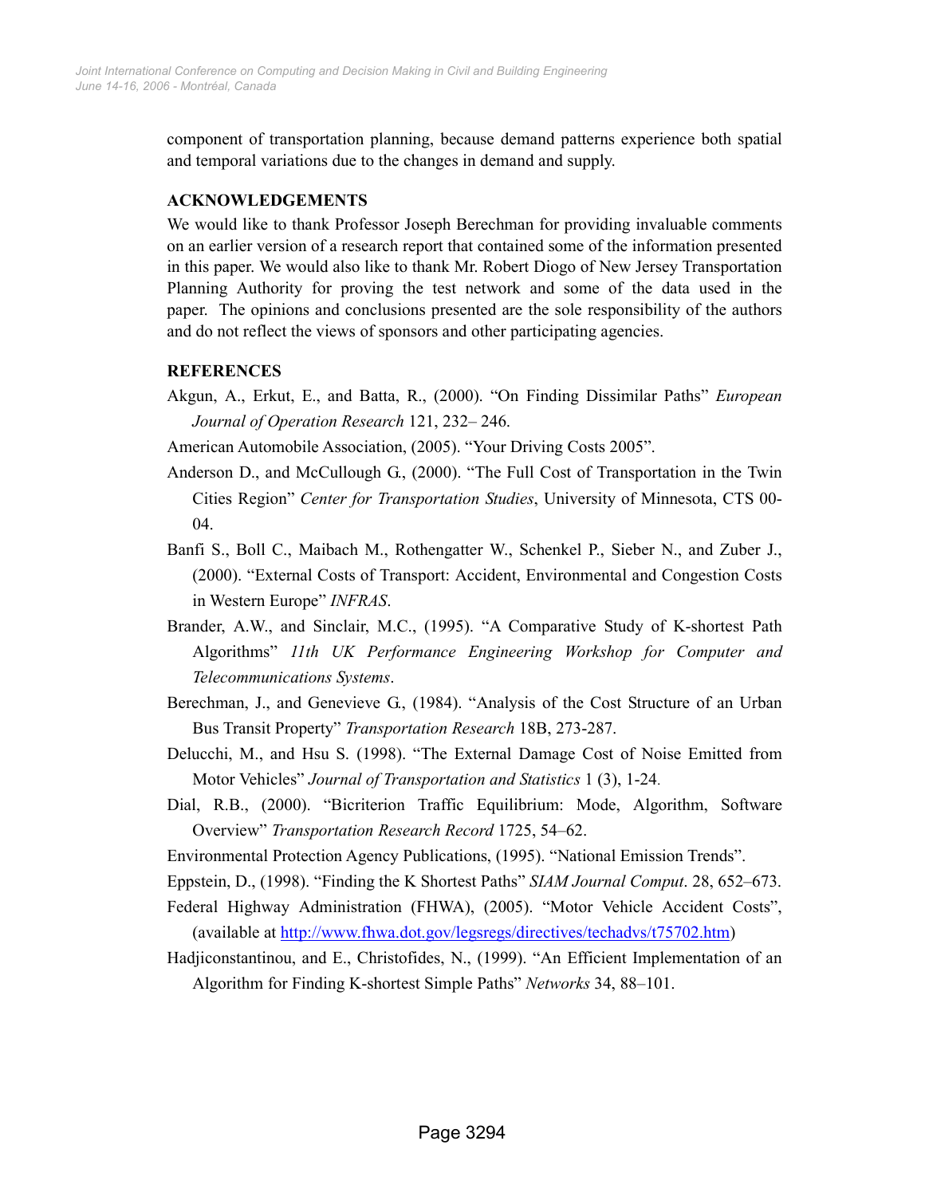component of transportation planning, because demand patterns experience both spatial and temporal variations due to the changes in demand and supply.

## ACKNOWLEDGEMENTS

We would like to thank Professor Joseph Berechman for providing invaluable comments on an earlier version of a research report that contained some of the information presented in this paper. We would also like to thank Mr. Robert Diogo of New Jersey Transportation Planning Authority for proving the test network and some of the data used in the paper. The opinions and conclusions presented are the sole responsibility of the authors and do not reflect the views of sponsors and other participating agencies.

## REFERENCES

Akgun, A., Erkut, E., and Batta, R., (2000). "On Finding Dissimilar Paths" *European Journal of Operation Research* 121, 232– 246.

American Automobile Association, (2005). "Your Driving Costs 2005".

Anderson D., and McCullough G., (2000). "The Full Cost of Transportation in the Twin Cities Region" *Center for Transportation Studies*, University of Minnesota, CTS 00-04.

Banfi S., Boll C., Maibach M., Rothengatter W., Schenkel P., Sieber N., and Zuber J., (2000). "External Costs of Transport: Accident, Environmental and Congestion Costs in Western Europe" *INFRAS*.

Brander, A.W., and Sinclair, M.C., (1995). "A Comparative Study of K-shortest Path Algorithms" *11th UK Performance Engineering Workshop for Computer and Telecommunications Systems*.

Berechman, J., and Genevieve G., (1984). "Analysis of the Cost Structure of an Urban Bus Transit Property" *Transportation Research* 18B, 273-287.

Delucchi, M., and Hsu S. (1998). "The External Damage Cost of Noise Emitted from Motor Vehicles" *Journal of Transportation and Statistics* 1 (3), 1-24.

Dial, R.B., (2000). "Bicriterion Traffic Equilibrium: Mode, Algorithm, Software Overview" *Transportation Research Record* 1725, 54–62.

Environmental Protection Agency Publications, (1995). "National Emission Trends".

Eppstein, D., (1998). "Finding the K Shortest Paths" *SIAM Journal Comput*. 28, 652–673.

Federal Highway Administration (FHWA), (2005). "Motor Vehicle Accident Costs", (available at http://www.fhwa.dot.gov/legsregs/directives/techadvs/t75702.htm)

Hadjiconstantinou, and E., Christofides, N., (1999). "An Efficient Implementation of an Algorithm for Finding K-shortest Simple Paths" *Networks* 34, 88–101.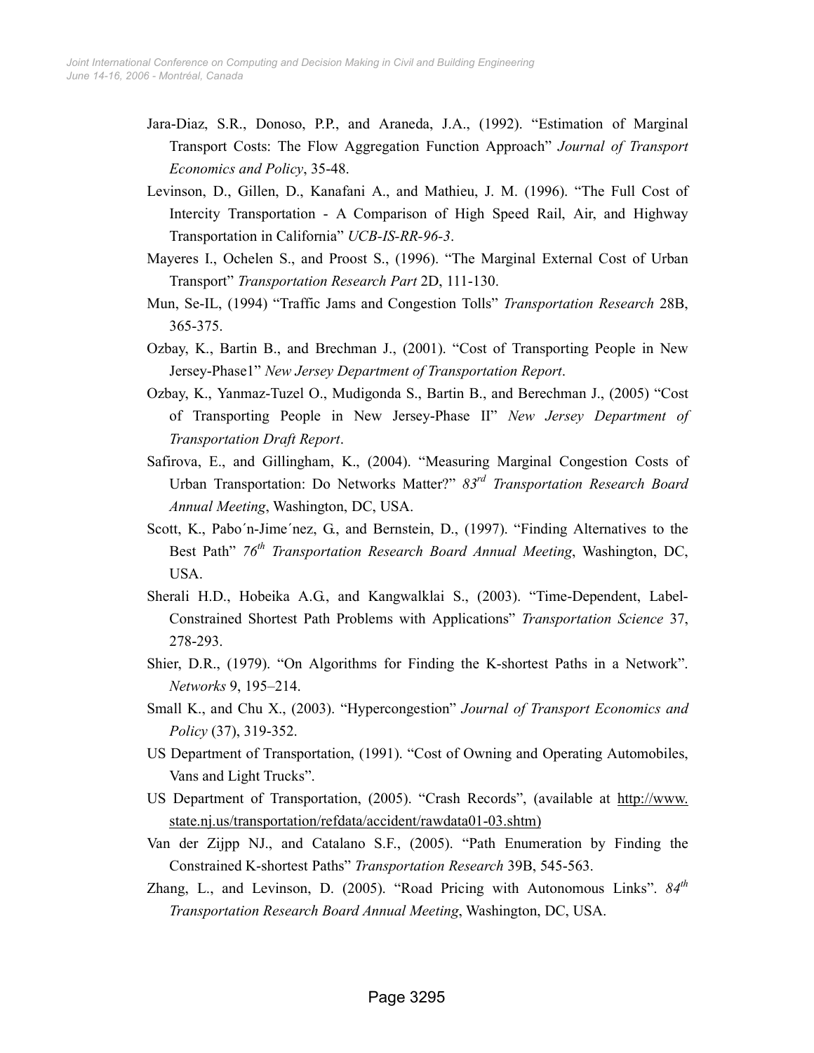Jara-Diaz, S.R., Donoso, P.P., and Araneda, J.A., (1992). "Estimation of Marginal Transport Costs: The Flow Aggregation Function Approach" *Journal of Transport Economics and Policy*, 35-48.

Levinson, D., Gillen, D., Kanafani A., and Mathieu, J. M. (1996). "The Full Cost of Intercity Transportation - A Comparison of High Speed Rail, Air, and Highway Transportation in California" *UCB-IS-RR-96-3*.

Mayeres I., Ochelen S., and Proost S., (1996). "The Marginal External Cost of Urban Transport" *Transportation Research Part* 2D, 111-130.

Mun, Se-IL, (1994) "Traffic Jams and Congestion Tolls" *Transportation Research* 28B, 365-375.

Ozbay, K., Bartin B., and Brechman J., (2001). "Cost of Transporting People in New Jersey-Phase1" *New Jersey Department of Transportation Report*.

Ozbay, K., Yanmaz-Tuzel O., Mudigonda S., Bartin B., and Berechman J., (2005) "Cost of Transporting People in New Jersey-Phase II" *New Jersey Department of Transportation Draft Report*.

Safirova, E., and Gillingham, K., (2004). "Measuring Marginal Congestion Costs of Urban Transportation: Do Networks Matter?" *83rd Transportation Research Board Annual Meeting*, Washington, DC, USA.

Scott, K., Pabo´n-Jime´nez, G., and Bernstein, D., (1997). "Finding Alternatives to the Best Path" *76th Transportation Research Board Annual Meeting*, Washington, DC, USA.

Sherali H.D., Hobeika A.G., and Kangwalklai S., (2003). "Time-Dependent, Label-Constrained Shortest Path Problems with Applications" *Transportation Science* 37, 278-293.

Shier, D.R., (1979). "On Algorithms for Finding the K-shortest Paths in a Network". *Networks* 9, 195–214.

Small K., and Chu X., (2003). "Hypercongestion" *Journal of Transport Economics and Policy* (37), 319-352.

US Department of Transportation, (1991). "Cost of Owning and Operating Automobiles, Vans and Light Trucks".

US Department of Transportation, (2005). "Crash Records", (available at http://www.state.nj.us/transportation/refdata/accident/rawdata01-03.shtm)

Van der Zijpp NJ., and Catalano S.F., (2005). "Path Enumeration by Finding the Constrained K-shortest Paths" *Transportation Research* 39B, 545-563.

Zhang, L., and Levinson, D. (2005). "Road Pricing with Autonomous Links". *84th Transportation Research Board Annual Meeting*, Washington, DC, USA.